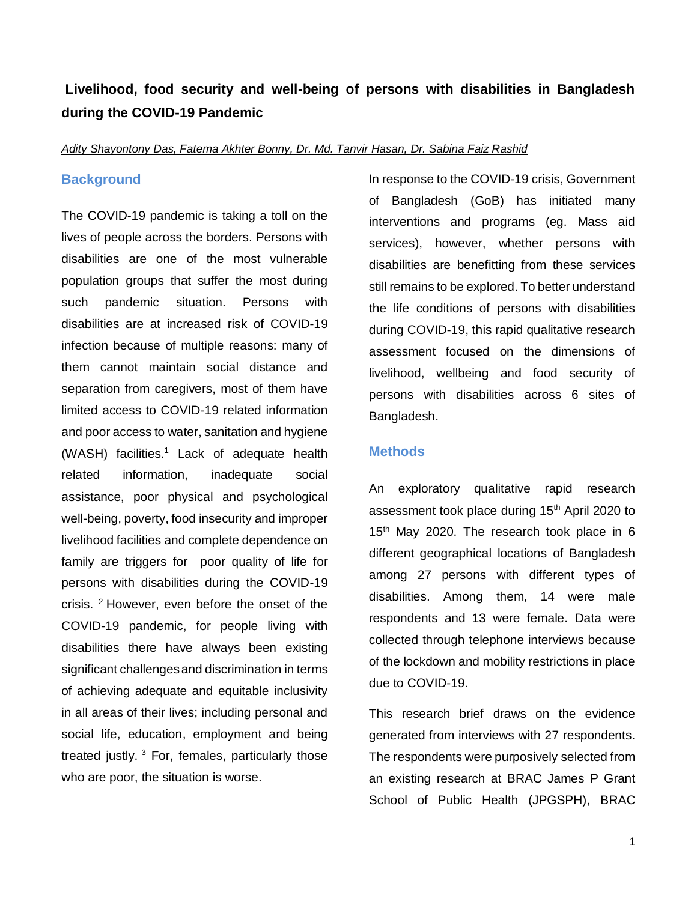# Livelihood, food security and well-being of persons with disabilities in Bangladesh during the COVID-19 Pandemic

*Adity Shayontony Das, Fatema Akhter Bonny, Dr. Md. Tanvir Hasan, Dr. Sabina Faiz Rashid*

## Background

The COVID-19 pandemic is taking a toll on the lives of people across the borders. Persons with disabilities are one of the most vulnerable population groups that suffer the most during such pandemic situation. Persons with disabilities are at increased risk of COVID-19 infection because of multiple reasons: many of them cannot maintain social distance and separation from caregivers, most of them have limited access to COVID-19 related information and poor access to water, sanitation and hygiene (WASH) facilities.[1] Lack of adequate health related information, inadequate social assistance, poor physical and psychological well-being, poverty, food insecurity and improper livelihood facilities and complete dependence on family are triggers for poor quality of life for persons with disabilities during the COVID-19 crisis. [2] However, even before the onset of the COVID-19 pandemic, for people living with disabilities there have always been existing significant challenges and discrimination in terms of achieving adequate and equitable inclusivity in all areas of their lives; including personal and social life, education, employment and being treated justly. [3] For, females, particularly those who are poor, the situation is worse.

In response to the COVID-19 crisis, Government of Bangladesh (GoB) has initiated many interventions and programs (eg. Mass aid services), however, whether persons with disabilities are benefitting from these services still remains to be explored. To better understand the life conditions of persons with disabilities during COVID-19, this rapid qualitative research assessment focused on the dimensions of livelihood, wellbeing and food security of persons with disabilities across 6 sites of Bangladesh.

## Methods

An exploratory qualitative rapid research assessment took place during 15th April 2020 to 15th May 2020. The research took place in 6 different geographical locations of Bangladesh among 27 persons with different types of disabilities. Among them, 14 were male respondents and 13 were female. Data were collected through telephone interviews because of the lockdown and mobility restrictions in place due to COVID-19.

This research brief draws on the evidence generated from interviews with 27 respondents. The respondents were purposively selected from an existing research at BRAC James P Grant School of Public Health (JPGSPH), BRAC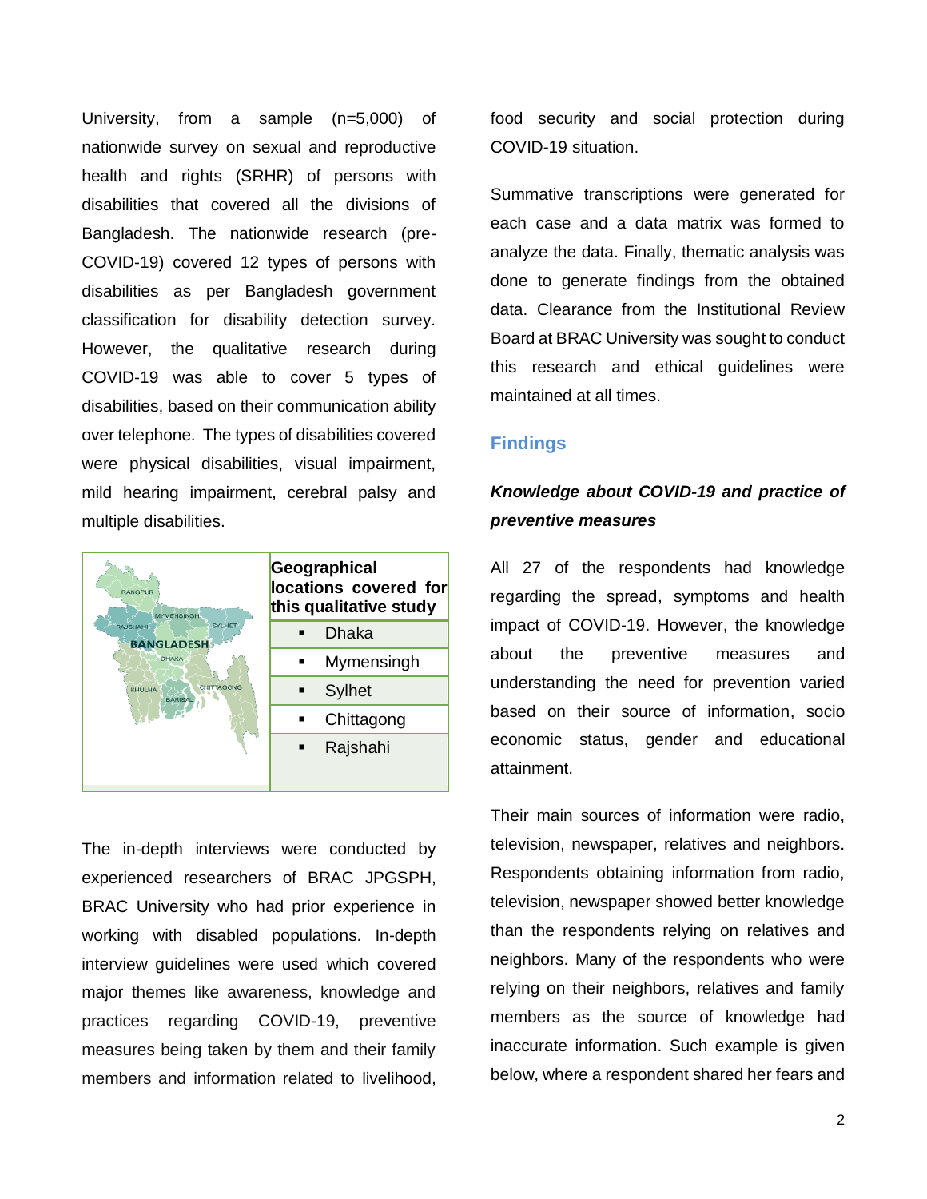University, from a sample (n=5,000) of nationwide survey on sexual and reproductive health and rights (SRHR) of persons with disabilities that covered all the divisions of Bangladesh. The nationwide research (pre-COVID-19) covered 12 types of persons with disabilities as per Bangladesh government classification for disability detection survey. However, the qualitative research during COVID-19 was able to cover 5 types of disabilities, based on their communication ability over telephone. The types of disabilities covered were physical disabilities, visual impairment, mild hearing impairment, cerebral palsy and multiple disabilities.

**Geographical locations covered for this qualitative study**

- Dhaka
- Mymensingh
- Sylhet
- Chittagong
- Rajshahi

The in-depth interviews were conducted by experienced researchers of BRAC JPGSPH, BRAC University who had prior experience in working with disabled populations. In-depth interview guidelines were used which covered major themes like awareness, knowledge and practices regarding COVID-19, preventive measures being taken by them and their family members and information related to livelihood, food security and social protection during COVID-19 situation.

Summative transcriptions were generated for each case and a data matrix was formed to analyze the data. Finally, thematic analysis was done to generate findings from the obtained data. Clearance from the Institutional Review Board at BRAC University was sought to conduct this research and ethical guidelines were maintained at all times.

## Findings

### *Knowledge about COVID-19 and practice of preventive measures*

All 27 of the respondents had knowledge regarding the spread, symptoms and health impact of COVID-19. However, the knowledge about the preventive measures and understanding the need for prevention varied based on their source of information, socio economic status, gender and educational attainment.

Their main sources of information were radio, television, newspaper, relatives and neighbors. Respondents obtaining information from radio, television, newspaper showed better knowledge than the respondents relying on relatives and neighbors. Many of the respondents who were relying on their neighbors, relatives and family members as the source of knowledge had inaccurate information. Such example is given below, where a respondent shared her fears and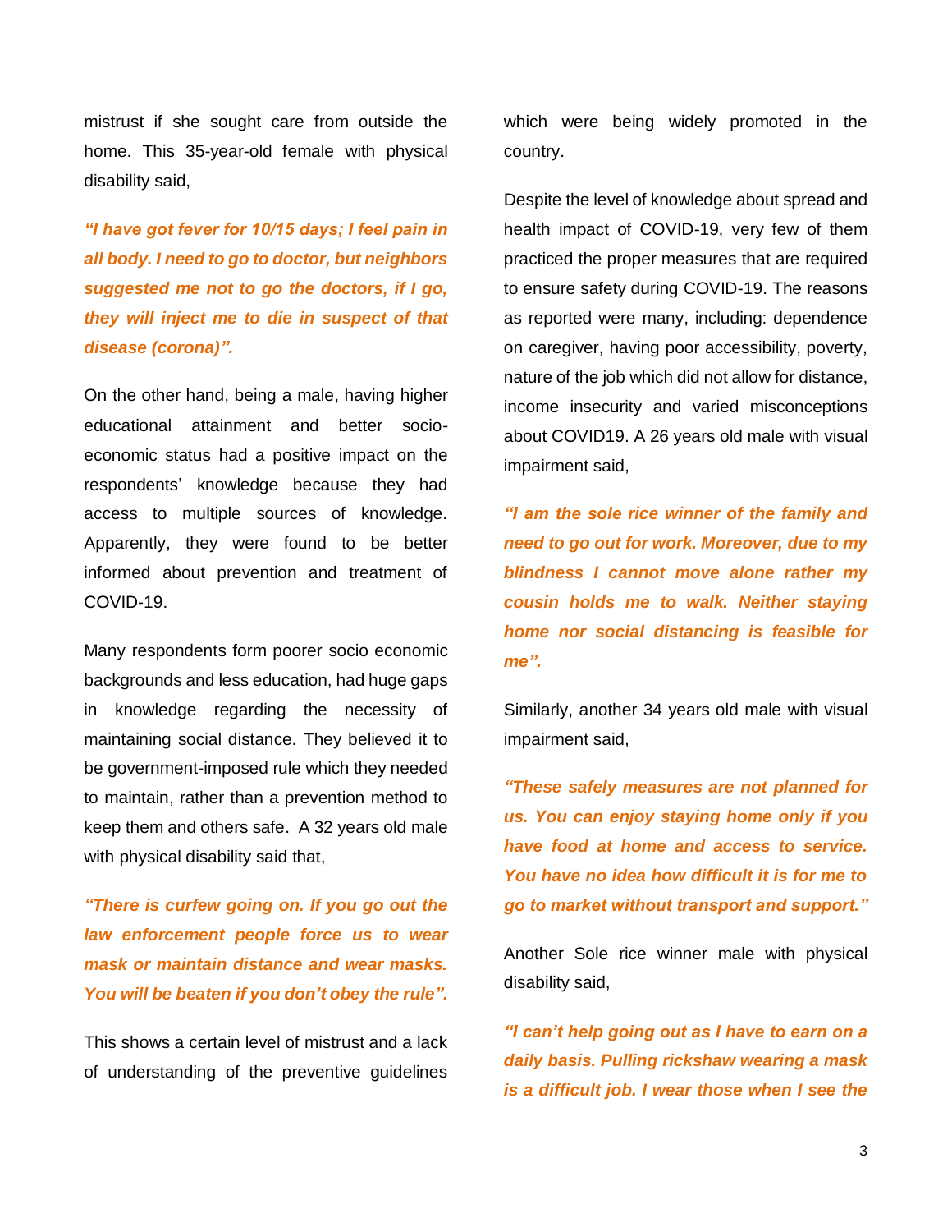mistrust if she sought care from outside the home. This 35-year-old female with physical disability said,

***"I have got fever for 10/15 days; I feel pain in all body. I need to go to doctor, but neighbors suggested me not to go the doctors, if I go, they will inject me to die in suspect of that disease (corona)".***

On the other hand, being a male, having higher educational attainment and better socio-economic status had a positive impact on the respondents' knowledge because they had access to multiple sources of knowledge. Apparently, they were found to be better informed about prevention and treatment of COVID-19.

Many respondents form poorer socio economic backgrounds and less education, had huge gaps in knowledge regarding the necessity of maintaining social distance. They believed it to be government-imposed rule which they needed to maintain, rather than a prevention method to keep them and others safe. A 32 years old male with physical disability said that,

***"There is curfew going on. If you go out the law enforcement people force us to wear mask or maintain distance and wear masks. You will be beaten if you don't obey the rule".***

This shows a certain level of mistrust and a lack of understanding of the preventive guidelines which were being widely promoted in the country.

Despite the level of knowledge about spread and health impact of COVID-19, very few of them practiced the proper measures that are required to ensure safety during COVID-19. The reasons as reported were many, including: dependence on caregiver, having poor accessibility, poverty, nature of the job which did not allow for distance, income insecurity and varied misconceptions about COVID19. A 26 years old male with visual impairment said,

***"I am the sole rice winner of the family and need to go out for work. Moreover, due to my blindness I cannot move alone rather my cousin holds me to walk. Neither staying home nor social distancing is feasible for me".***

Similarly, another 34 years old male with visual impairment said,

***"These safely measures are not planned for us. You can enjoy staying home only if you have food at home and access to service. You have no idea how difficult it is for me to go to market without transport and support."***

Another Sole rice winner male with physical disability said,

***"I can't help going out as I have to earn on a daily basis. Pulling rickshaw wearing a mask is a difficult job. I wear those when I see the***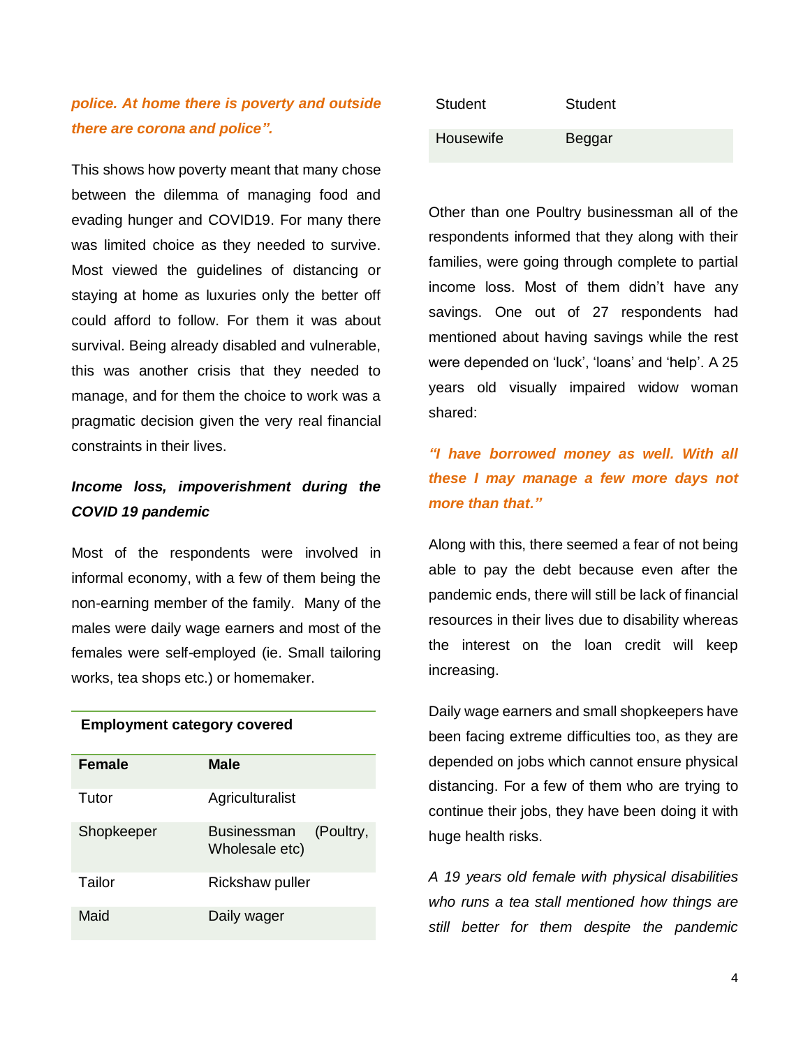***police. At home there is poverty and outside there are corona and police".***

This shows how poverty meant that many chose between the dilemma of managing food and evading hunger and COVID19. For many there was limited choice as they needed to survive. Most viewed the guidelines of distancing or staying at home as luxuries only the better off could afford to follow. For them it was about survival. Being already disabled and vulnerable, this was another crisis that they needed to manage, and for them the choice to work was a pragmatic decision given the very real financial constraints in their lives.

***Income loss, impoverishment during the COVID 19 pandemic***

Most of the respondents were involved in informal economy, with a few of them being the non-earning member of the family. Many of the males were daily wage earners and most of the females were self-employed (ie. Small tailoring works, tea shops etc.) or homemaker.

**Employment category covered**

| Female | Male |
|---|---|
| Tutor | Agriculturalist |
| Shopkeeper | Businessman (Poultry, Wholesale etc) |
| Tailor | Rickshaw puller |
| Maid | Daily wager |
| Student | Student |
| Housewife | Beggar |

Other than one Poultry businessman all of the respondents informed that they along with their families, were going through complete to partial income loss. Most of them didn't have any savings. One out of 27 respondents had mentioned about having savings while the rest were depended on 'luck', 'loans' and 'help'. A 25 years old visually impaired widow woman shared:

***"I have borrowed money as well. With all these I may manage a few more days not more than that."***

Along with this, there seemed a fear of not being able to pay the debt because even after the pandemic ends, there will still be lack of financial resources in their lives due to disability whereas the interest on the loan credit will keep increasing.

Daily wage earners and small shopkeepers have been facing extreme difficulties too, as they are depended on jobs which cannot ensure physical distancing. For a few of them who are trying to continue their jobs, they have been doing it with huge health risks.

*A 19 years old female with physical disabilities who runs a tea stall mentioned how things are still better for them despite the pandemic*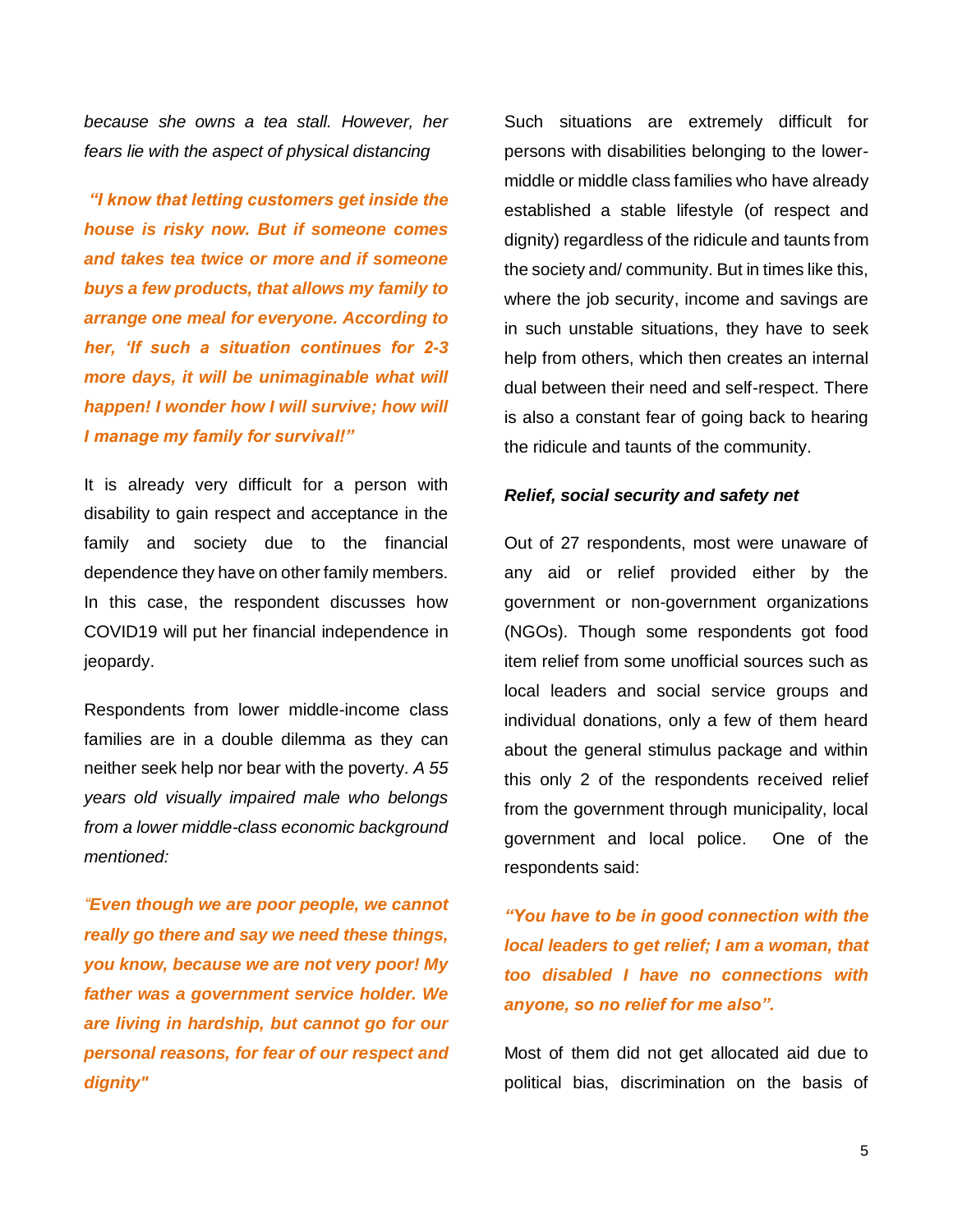*because she owns a tea stall. However, her fears lie with the aspect of physical distancing*

***"I know that letting customers get inside the house is risky now. But if someone comes and takes tea twice or more and if someone buys a few products, that allows my family to arrange one meal for everyone. According to her, 'If such a situation continues for 2-3 more days, it will be unimaginable what will happen! I wonder how I will survive; how will I manage my family for survival!"***

It is already very difficult for a person with disability to gain respect and acceptance in the family and society due to the financial dependence they have on other family members. In this case, the respondent discusses how COVID19 will put her financial independence in jeopardy.

Respondents from lower middle-income class families are in a double dilemma as they can neither seek help nor bear with the poverty. *A 55 years old visually impaired male who belongs from a lower middle-class economic background mentioned:*

***"Even though we are poor people, we cannot really go there and say we need these things, you know, because we are not very poor! My father was a government service holder. We are living in hardship, but cannot go for our personal reasons, for fear of our respect and dignity"***

Such situations are extremely difficult for persons with disabilities belonging to the lower-middle or middle class families who have already established a stable lifestyle (of respect and dignity) regardless of the ridicule and taunts from the society and/ community. But in times like this, where the job security, income and savings are in such unstable situations, they have to seek help from others, which then creates an internal dual between their need and self-respect. There is also a constant fear of going back to hearing the ridicule and taunts of the community.

***Relief, social security and safety net***

Out of 27 respondents, most were unaware of any aid or relief provided either by the government or non-government organizations (NGOs). Though some respondents got food item relief from some unofficial sources such as local leaders and social service groups and individual donations, only a few of them heard about the general stimulus package and within this only 2 of the respondents received relief from the government through municipality, local government and local police. One of the respondents said:

***"You have to be in good connection with the local leaders to get relief; I am a woman, that too disabled I have no connections with anyone, so no relief for me also".***

Most of them did not get allocated aid due to political bias, discrimination on the basis of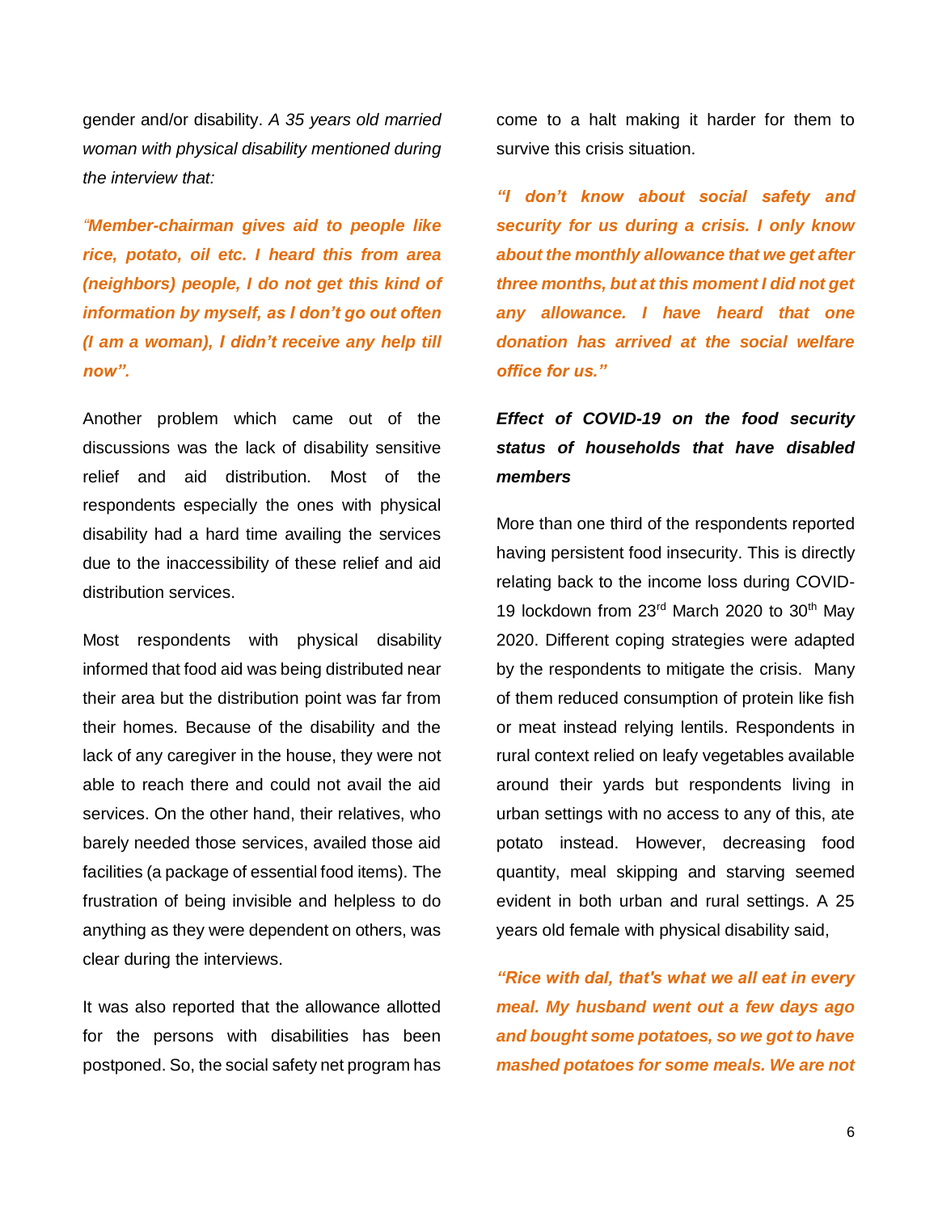gender and/or disability. *A 35 years old married woman with physical disability mentioned during the interview that:*

***"Member-chairman gives aid to people like rice, potato, oil etc. I heard this from area (neighbors) people, I do not get this kind of information by myself, as I don't go out often (I am a woman), I didn't receive any help till now".***

Another problem which came out of the discussions was the lack of disability sensitive relief and aid distribution. Most of the respondents especially the ones with physical disability had a hard time availing the services due to the inaccessibility of these relief and aid distribution services.

Most respondents with physical disability informed that food aid was being distributed near their area but the distribution point was far from their homes. Because of the disability and the lack of any caregiver in the house, they were not able to reach there and could not avail the aid services. On the other hand, their relatives, who barely needed those services, availed those aid facilities (a package of essential food items). The frustration of being invisible and helpless to do anything as they were dependent on others, was clear during the interviews.

It was also reported that the allowance allotted for the persons with disabilities has been postponed. So, the social safety net program has come to a halt making it harder for them to survive this crisis situation.

***"I don't know about social safety and security for us during a crisis. I only know about the monthly allowance that we get after three months, but at this moment I did not get any allowance. I have heard that one donation has arrived at the social welfare office for us."***

### *Effect of COVID-19 on the food security status of households that have disabled members*

More than one third of the respondents reported having persistent food insecurity. This is directly relating back to the income loss during COVID-19 lockdown from 23rd March 2020 to 30th May 2020. Different coping strategies were adapted by the respondents to mitigate the crisis. Many of them reduced consumption of protein like fish or meat instead relying lentils. Respondents in rural context relied on leafy vegetables available around their yards but respondents living in urban settings with no access to any of this, ate potato instead. However, decreasing food quantity, meal skipping and starving seemed evident in both urban and rural settings. A 25 years old female with physical disability said,

***"Rice with dal, that's what we all eat in every meal. My husband went out a few days ago and bought some potatoes, so we got to have mashed potatoes for some meals. We are not***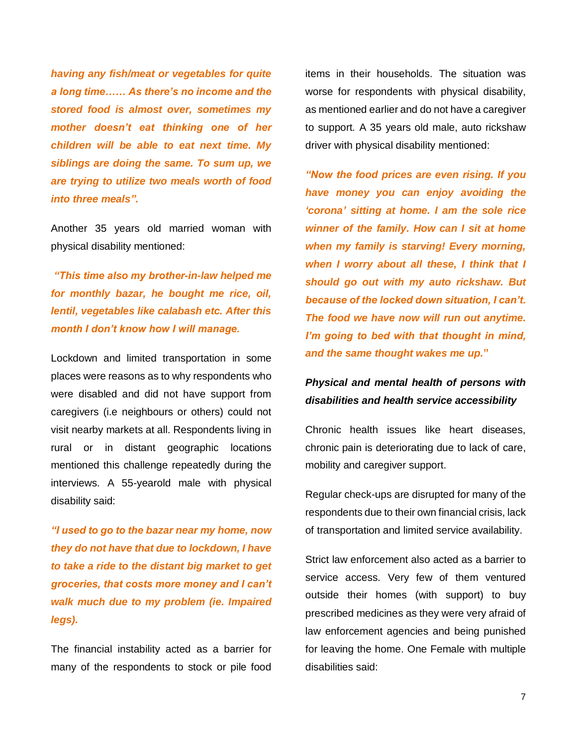***having any fish/meat or vegetables for quite a long time…… As there's no income and the stored food is almost over, sometimes my mother doesn't eat thinking one of her children will be able to eat next time. My siblings are doing the same. To sum up, we are trying to utilize two meals worth of food into three meals".***

Another 35 years old married woman with physical disability mentioned:

***"This time also my brother-in-law helped me for monthly bazar, he bought me rice, oil, lentil, vegetables like calabash etc. After this month I don't know how I will manage.***

Lockdown and limited transportation in some places were reasons as to why respondents who were disabled and did not have support from caregivers (i.e neighbours or others) could not visit nearby markets at all. Respondents living in rural or in distant geographic locations mentioned this challenge repeatedly during the interviews. A 55-yearold male with physical disability said:

***"I used to go to the bazar near my home, now they do not have that due to lockdown, I have to take a ride to the distant big market to get groceries, that costs more money and I can't walk much due to my problem (ie. Impaired legs).***

The financial instability acted as a barrier for many of the respondents to stock or pile food items in their households. The situation was worse for respondents with physical disability, as mentioned earlier and do not have a caregiver to support. A 35 years old male, auto rickshaw driver with physical disability mentioned:

***"Now the food prices are even rising. If you have money you can enjoy avoiding the 'corona' sitting at home. I am the sole rice winner of the family. How can I sit at home when my family is starving! Every morning, when I worry about all these, I think that I should go out with my auto rickshaw. But because of the locked down situation, I can't. The food we have now will run out anytime. I'm going to bed with that thought in mind, and the same thought wakes me up."***

### *Physical and mental health of persons with disabilities and health service accessibility*

Chronic health issues like heart diseases, chronic pain is deteriorating due to lack of care, mobility and caregiver support.

Regular check-ups are disrupted for many of the respondents due to their own financial crisis, lack of transportation and limited service availability.

Strict law enforcement also acted as a barrier to service access. Very few of them ventured outside their homes (with support) to buy prescribed medicines as they were very afraid of law enforcement agencies and being punished for leaving the home. One Female with multiple disabilities said: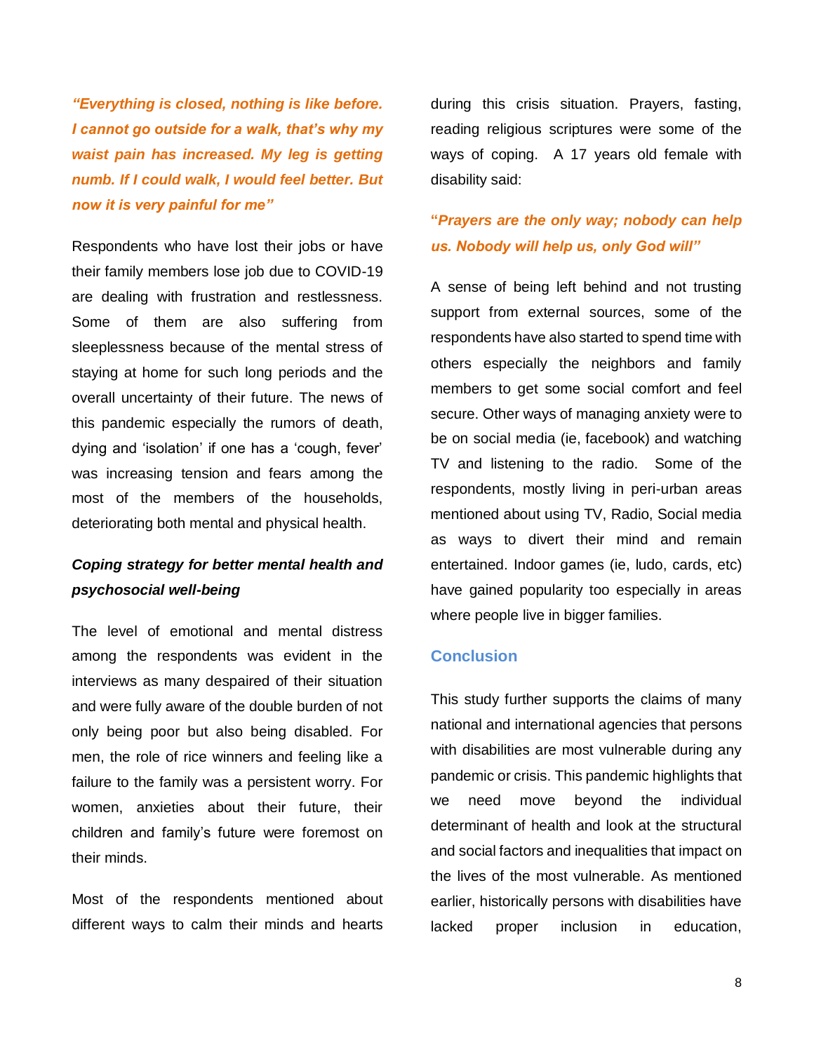*"Everything is closed, nothing is like before. I cannot go outside for a walk, that's why my waist pain has increased. My leg is getting numb. If I could walk, I would feel better. But now it is very painful for me"*

Respondents who have lost their jobs or have their family members lose job due to COVID-19 are dealing with frustration and restlessness. Some of them are also suffering from sleeplessness because of the mental stress of staying at home for such long periods and the overall uncertainty of their future. The news of this pandemic especially the rumors of death, dying and 'isolation' if one has a 'cough, fever' was increasing tension and fears among the most of the members of the households, deteriorating both mental and physical health.

### *Coping strategy for better mental health and psychosocial well-being*

The level of emotional and mental distress among the respondents was evident in the interviews as many despaired of their situation and were fully aware of the double burden of not only being poor but also being disabled. For men, the role of rice winners and feeling like a failure to the family was a persistent worry. For women, anxieties about their future, their children and family's future were foremost on their minds.

Most of the respondents mentioned about different ways to calm their minds and hearts during this crisis situation. Prayers, fasting, reading religious scriptures were some of the ways of coping. A 17 years old female with disability said:

*"Prayers are the only way; nobody can help us. Nobody will help us, only God will"*

A sense of being left behind and not trusting support from external sources, some of the respondents have also started to spend time with others especially the neighbors and family members to get some social comfort and feel secure. Other ways of managing anxiety were to be on social media (ie, facebook) and watching TV and listening to the radio. Some of the respondents, mostly living in peri-urban areas mentioned about using TV, Radio, Social media as ways to divert their mind and remain entertained. Indoor games (ie, ludo, cards, etc) have gained popularity too especially in areas where people live in bigger families.

## Conclusion

This study further supports the claims of many national and international agencies that persons with disabilities are most vulnerable during any pandemic or crisis. This pandemic highlights that we need move beyond the individual determinant of health and look at the structural and social factors and inequalities that impact on the lives of the most vulnerable. As mentioned earlier, historically persons with disabilities have lacked proper inclusion in education,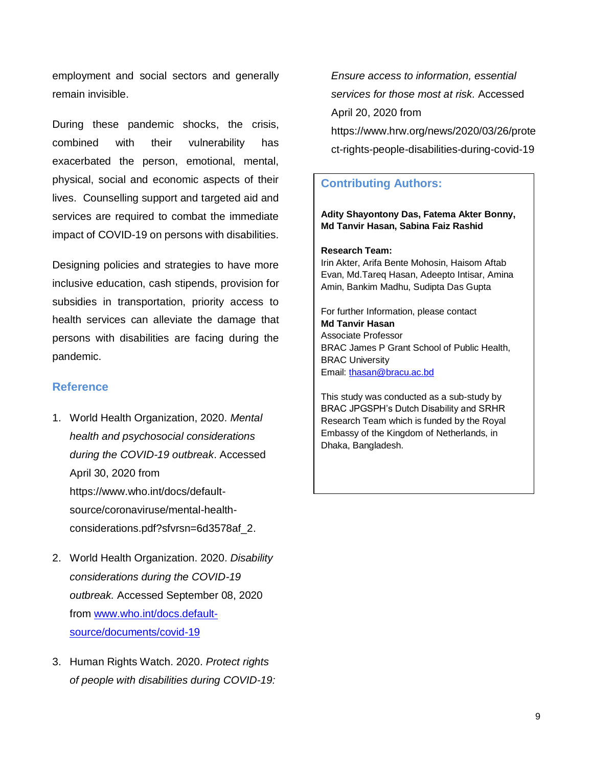employment and social sectors and generally remain invisible.

During these pandemic shocks, the crisis, combined with their vulnerability has exacerbated the person, emotional, mental, physical, social and economic aspects of their lives. Counselling support and targeted aid and services are required to combat the immediate impact of COVID-19 on persons with disabilities.

Designing policies and strategies to have more inclusive education, cash stipends, provision for subsidies in transportation, priority access to health services can alleviate the damage that persons with disabilities are facing during the pandemic.

## Reference

1. World Health Organization, 2020. *Mental health and psychosocial considerations during the COVID-19 outbreak*. Accessed April 30, 2020 from https://www.who.int/docs/default-source/coronaviruse/mental-health-considerations.pdf?sfvrsn=6d3578af_2.

2. World Health Organization. 2020. *Disability considerations during the COVID-19 outbreak.* Accessed September 08, 2020 from [www.who.int/docs.default-source/documents/covid-19](www.who.int/docs.default-source/documents/covid-19)

3. Human Rights Watch. 2020. *Protect rights of people with disabilities during COVID-19: Ensure access to information, essential services for those most at risk.* Accessed April 20, 2020 from https://www.hrw.org/news/2020/03/26/protect-rights-people-disabilities-during-covid-19

## Contributing Authors:

**Adity Shayontony Das, Fatema Akter Bonny, Md Tanvir Hasan, Sabina Faiz Rashid**

**Research Team:**
Irin Akter, Arifa Bente Mohosin, Haisom Aftab Evan, Md.Tareq Hasan, Adeepto Intisar, Amina Amin, Bankim Madhu, Sudipta Das Gupta

For further Information, please contact
**Md Tanvir Hasan**
Associate Professor
BRAC James P Grant School of Public Health, BRAC University
Email: [thasan@bracu.ac.bd](mailto:thasan@bracu.ac.bd)

This study was conducted as a sub-study by BRAC JPGSPH's Dutch Disability and SRHR Research Team which is funded by the Royal Embassy of the Kingdom of Netherlands, in Dhaka, Bangladesh.